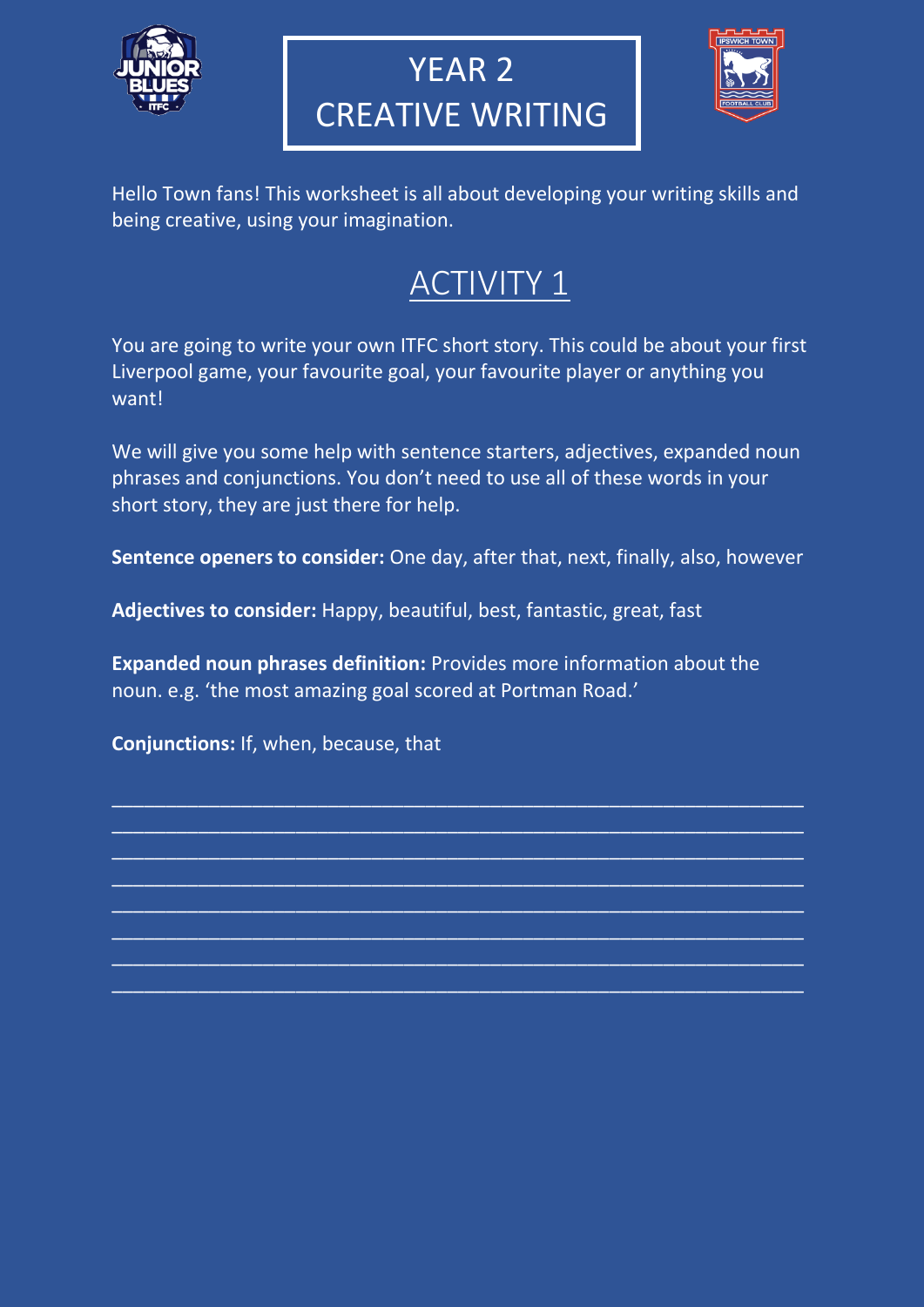# YEAR 2 CREATIVE WRITING

Hello Town fans! This worksheet is all about developing your writing skills and being creative, using your imagination.

## ACTIVITY 1

You are going to write your own ITFC short story. This could be about your first Liverpool game, your favourite goal, your favourite player or anything you want!

We will give you some help with sentence starters, adjectives, expanded noun phrases and conjunctions. You don't need to use all of these words in your short story, they are just there for help.

**Sentence openers to consider:** One day, after that, next, finally, also, however

**Adjectives to consider:** Happy, beautiful, best, fantastic, great, fast

**Expanded noun phrases definition:** Provides more information about the noun. e.g. 'the most amazing goal scored at Portman Road.'

**Conjunctions:** If, when, because, that

\_\_\_\_\_\_\_\_\_\_\_\_\_\_\_\_\_\_\_\_\_\_\_\_\_\_\_\_\_\_\_\_\_\_\_\_\_\_\_\_\_\_\_\_\_\_\_\_\_\_\_\_\_\_\_\_\_\_\_\_

\_\_\_\_\_\_\_\_\_\_\_\_\_\_\_\_\_\_\_\_\_\_\_\_\_\_\_\_\_\_\_\_\_\_\_\_\_\_\_\_\_\_\_\_\_\_\_\_\_\_\_\_\_\_\_\_\_\_\_\_

\_\_\_\_\_\_\_\_\_\_\_\_\_\_\_\_\_\_\_\_\_\_\_\_\_\_\_\_\_\_\_\_\_\_\_\_\_\_\_\_\_\_\_\_\_\_\_\_\_\_\_\_\_\_\_\_\_\_\_\_

\_\_\_\_\_\_\_\_\_\_\_\_\_\_\_\_\_\_\_\_\_\_\_\_\_\_\_\_\_\_\_\_\_\_\_\_\_\_\_\_\_\_\_\_\_\_\_\_\_\_\_\_\_\_\_\_\_\_\_\_

\_\_\_\_\_\_\_\_\_\_\_\_\_\_\_\_\_\_\_\_\_\_\_\_\_\_\_\_\_\_\_\_\_\_\_\_\_\_\_\_\_\_\_\_\_\_\_\_\_\_\_\_\_\_\_\_\_\_\_\_

\_\_\_\_\_\_\_\_\_\_\_\_\_\_\_\_\_\_\_\_\_\_\_\_\_\_\_\_\_\_\_\_\_\_\_\_\_\_\_\_\_\_\_\_\_\_\_\_\_\_\_\_\_\_\_\_\_\_\_\_

\_\_\_\_\_\_\_\_\_\_\_\_\_\_\_\_\_\_\_\_\_\_\_\_\_\_\_\_\_\_\_\_\_\_\_\_\_\_\_\_\_\_\_\_\_\_\_\_\_\_\_\_\_\_\_\_\_\_\_\_

\_\_\_\_\_\_\_\_\_\_\_\_\_\_\_\_\_\_\_\_\_\_\_\_\_\_\_\_\_\_\_\_\_\_\_\_\_\_\_\_\_\_\_\_\_\_\_\_\_\_\_\_\_\_\_\_\_\_\_\_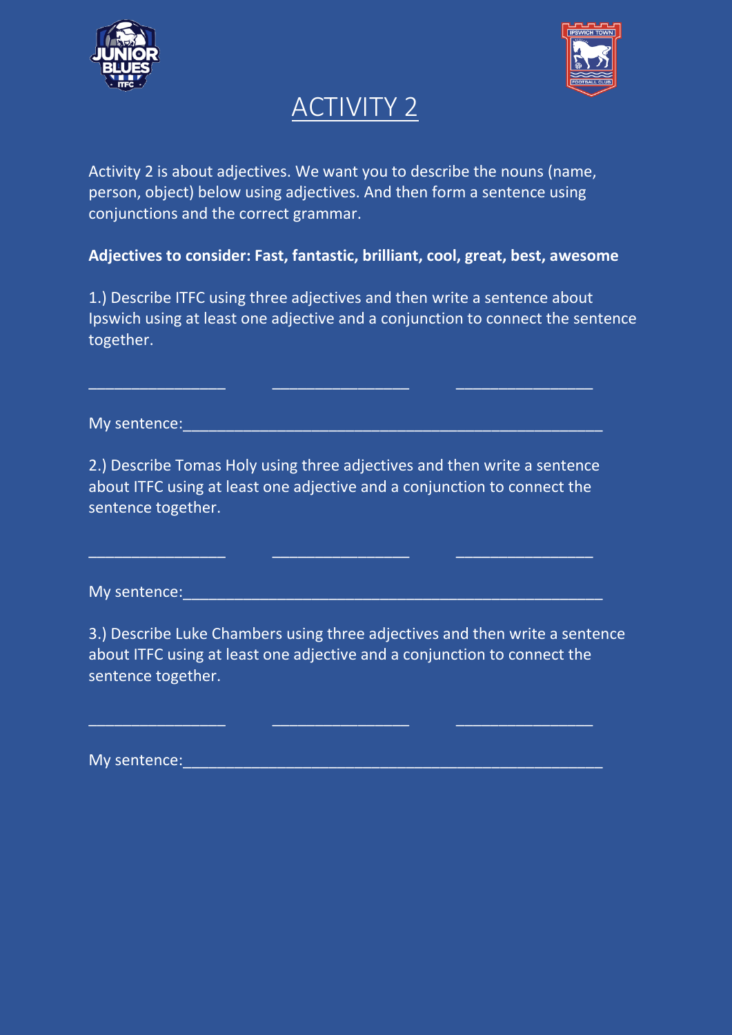# ACTIVITY 2

Activity 2 is about adjectives. We want you to describe the nouns (name, person, object) below using adjectives. And then form a sentence using conjunctions and the correct grammar.

**Adjectives to consider: Fast, fantastic, brilliant, cool, great, best, awesome**

1.) Describe ITFC using three adjectives and then write a sentence about Ipswich using at least one adjective and a conjunction to connect the sentence together.

________________ ________________ ________________

My sentence:__________________________________________________

2.) Describe Tomas Holy using three adjectives and then write a sentence about ITFC using at least one adjective and a conjunction to connect the sentence together.

________________ ________________ ________________

My sentence:__________________________________________________

3.) Describe Luke Chambers using three adjectives and then write a sentence about ITFC using at least one adjective and a conjunction to connect the sentence together.

________________ ________________ ________________

My sentence:__________________________________________________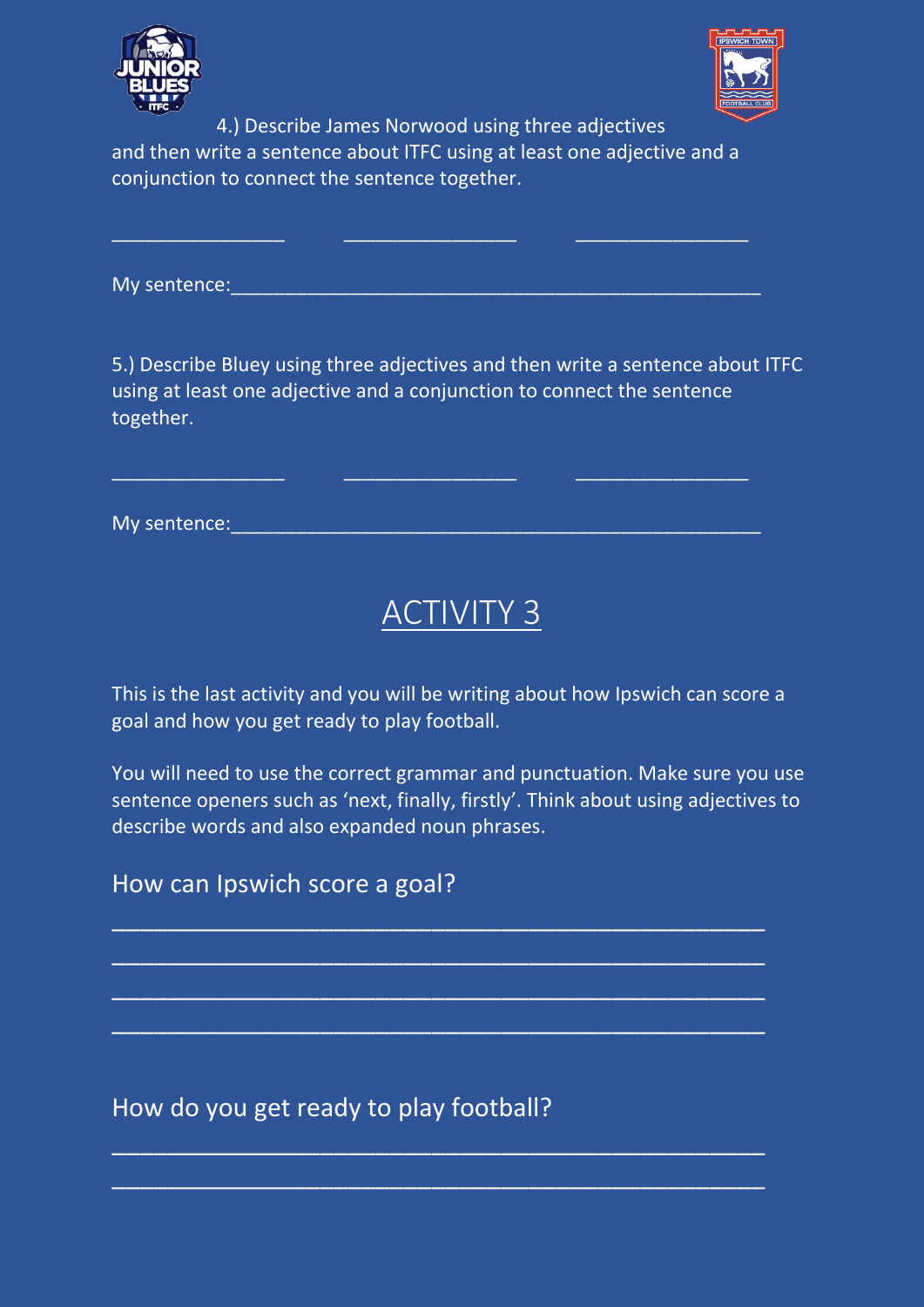4.) Describe James Norwood using three adjectives and then write a sentence about ITFC using at least one adjective and a conjunction to connect the sentence together.

_______________ _______________ _______________

My sentence:_____________________________________________

5.) Describe Bluey using three adjectives and then write a sentence about ITFC using at least one adjective and a conjunction to connect the sentence together.

_______________ _______________ _______________

My sentence:_____________________________________________

# ACTIVITY 3

This is the last activity and you will be writing about how Ipswich can score a goal and how you get ready to play football.

You will need to use the correct grammar and punctuation. Make sure you use sentence openers such as 'next, finally, firstly'. Think about using adjectives to describe words and also expanded noun phrases.

## How can Ipswich score a goal?

_____________________________________________

_____________________________________________

_____________________________________________

_____________________________________________

## How do you get ready to play football?

_____________________________________________

_____________________________________________